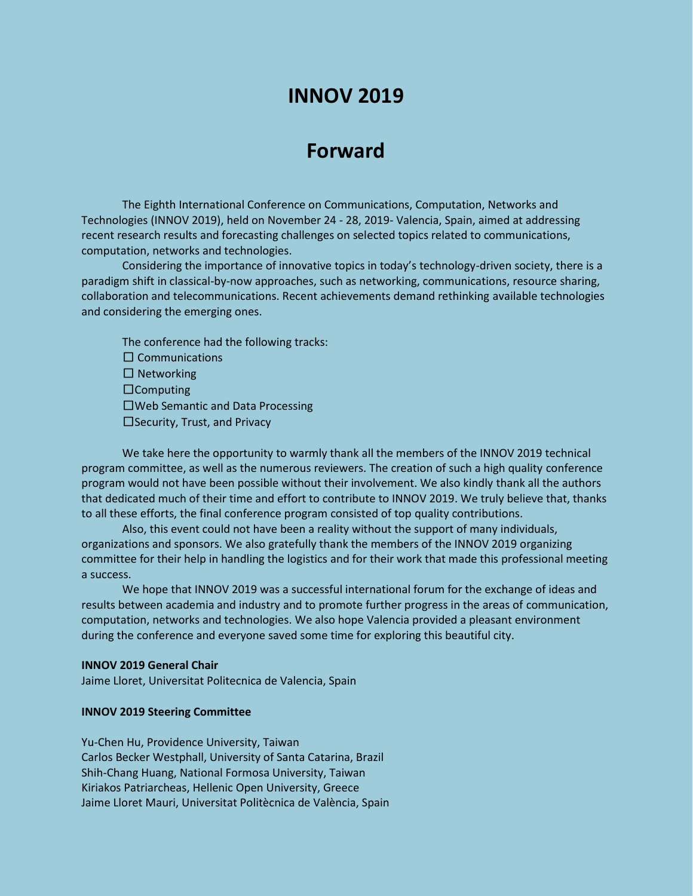# INNOV 2019

# Forward

The Eighth International Conference on Communications, Computation, Networks and Technologies (INNOV 2019), held on November 24 - 28, 2019- Valencia, Spain, aimed at addressing recent research results and forecasting challenges on selected topics related to communications, computation, networks and technologies.

Considering the importance of innovative topics in today's technology-driven society, there is a paradigm shift in classical-by-now approaches, such as networking, communications, resource sharing, collaboration and telecommunications. Recent achievements demand rethinking available technologies and considering the emerging ones.

The conference had the following tracks:

☐ Communications
☐ Networking
☐Computing
☐Web Semantic and Data Processing
☐Security, Trust, and Privacy

We take here the opportunity to warmly thank all the members of the INNOV 2019 technical program committee, as well as the numerous reviewers. The creation of such a high quality conference program would not have been possible without their involvement. We also kindly thank all the authors that dedicated much of their time and effort to contribute to INNOV 2019. We truly believe that, thanks to all these efforts, the final conference program consisted of top quality contributions.

Also, this event could not have been a reality without the support of many individuals, organizations and sponsors. We also gratefully thank the members of the INNOV 2019 organizing committee for their help in handling the logistics and for their work that made this professional meeting a success.

We hope that INNOV 2019 was a successful international forum for the exchange of ideas and results between academia and industry and to promote further progress in the areas of communication, computation, networks and technologies. We also hope Valencia provided a pleasant environment during the conference and everyone saved some time for exploring this beautiful city.

**INNOV 2019 General Chair**

Jaime Lloret, Universitat Politecnica de Valencia, Spain

**INNOV 2019 Steering Committee**

Yu-Chen Hu, Providence University, Taiwan
Carlos Becker Westphall, University of Santa Catarina, Brazil
Shih-Chang Huang, National Formosa University, Taiwan
Kiriakos Patriarcheas, Hellenic Open University, Greece
Jaime Lloret Mauri, Universitat Politècnica de València, Spain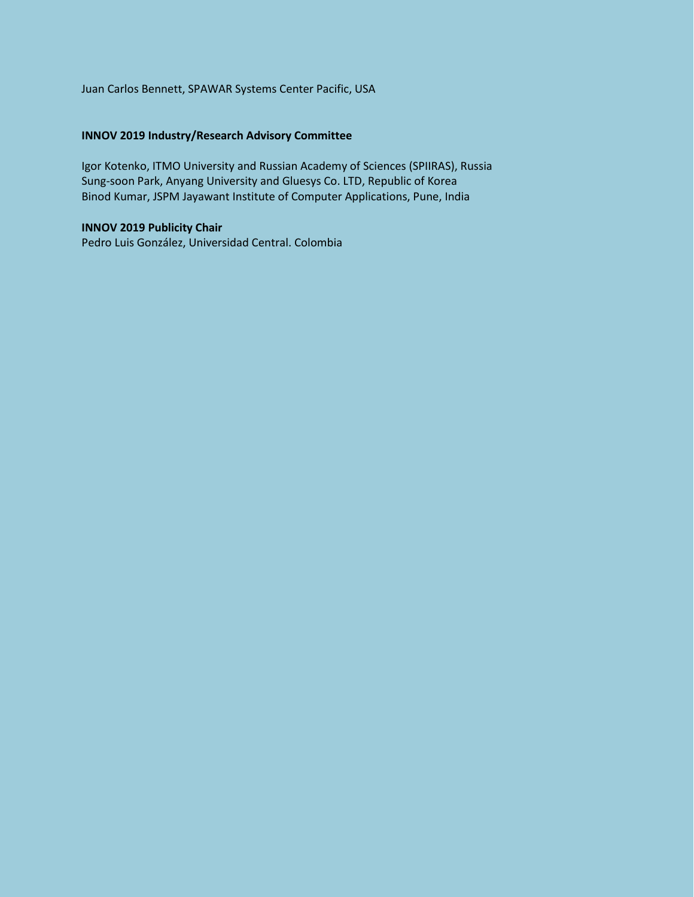Juan Carlos Bennett, SPAWAR Systems Center Pacific, USA

**INNOV 2019 Industry/Research Advisory Committee**

Igor Kotenko, ITMO University and Russian Academy of Sciences (SPIIRAS), Russia
Sung-soon Park, Anyang University and Gluesys Co. LTD, Republic of Korea
Binod Kumar, JSPM Jayawant Institute of Computer Applications, Pune, India

**INNOV 2019 Publicity Chair**
Pedro Luis González, Universidad Central. Colombia